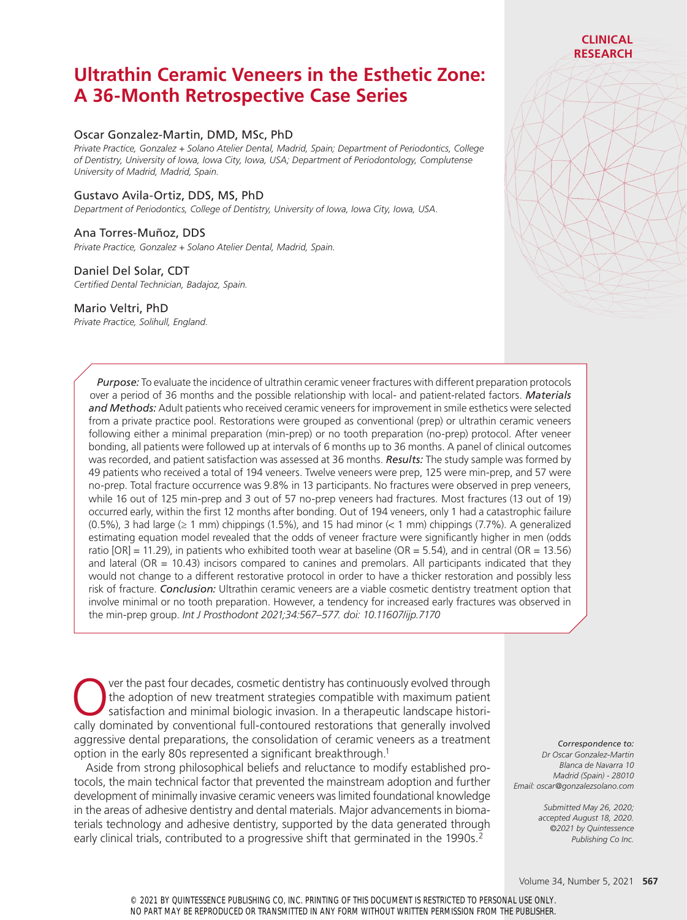CLINICAL RESEARCH

# Ultrathin Ceramic Veneers in the Esthetic Zone: A 36-Month Retrospective Case Series

Oscar Gonzalez-Martin, DMD, MSc, PhD
*Private Practice, Gonzalez + Solano Atelier Dental, Madrid, Spain; Department of Periodontics, College of Dentistry, University of Iowa, Iowa City, Iowa, USA; Department of Periodontology, Complutense University of Madrid, Madrid, Spain.*

Gustavo Avila-Ortiz, DDS, MS, PhD
*Department of Periodontics, College of Dentistry, University of Iowa, Iowa City, Iowa, USA.*

Ana Torres-Muñoz, DDS
*Private Practice, Gonzalez + Solano Atelier Dental, Madrid, Spain.*

Daniel Del Solar, CDT
*Certified Dental Technician, Badajoz, Spain.*

Mario Veltri, PhD
*Private Practice, Solihull, England.*

***Purpose:*** To evaluate the incidence of ultrathin ceramic veneer fractures with different preparation protocols over a period of 36 months and the possible relationship with local- and patient-related factors. ***Materials and Methods:*** Adult patients who received ceramic veneers for improvement in smile esthetics were selected from a private practice pool. Restorations were grouped as conventional (prep) or ultrathin ceramic veneers following either a minimal preparation (min-prep) or no tooth preparation (no-prep) protocol. After veneer bonding, all patients were followed up at intervals of 6 months up to 36 months. A panel of clinical outcomes was recorded, and patient satisfaction was assessed at 36 months. ***Results:*** The study sample was formed by 49 patients who received a total of 194 veneers. Twelve veneers were prep, 125 were min-prep, and 57 were no-prep. Total fracture occurrence was 9.8% in 13 participants. No fractures were observed in prep veneers, while 16 out of 125 min-prep and 3 out of 57 no-prep veneers had fractures. Most fractures (13 out of 19) occurred early, within the first 12 months after bonding. Out of 194 veneers, only 1 had a catastrophic failure (0.5%), 3 had large (≥ 1 mm) chippings (1.5%), and 15 had minor (< 1 mm) chippings (7.7%). A generalized estimating equation model revealed that the odds of veneer fracture were significantly higher in men (odds ratio [OR] = 11.29), in patients who exhibited tooth wear at baseline (OR = 5.54), and in central (OR = 13.56) and lateral (OR = 10.43) incisors compared to canines and premolars. All participants indicated that they would not change to a different restorative protocol in order to have a thicker restoration and possibly less risk of fracture. ***Conclusion:*** Ultrathin ceramic veneers are a viable cosmetic dentistry treatment option that involve minimal or no tooth preparation. However, a tendency for increased early fractures was observed in the min-prep group. *Int J Prosthodont 2021;34:567–577. doi: 10.11607/ijp.7170*

Over the past four decades, cosmetic dentistry has continuously evolved through the adoption of new treatment strategies compatible with maximum patient satisfaction and minimal biologic invasion. In a therapeutic landscape historically dominated by conventional full-contoured restorations that generally involved aggressive dental preparations, the consolidation of ceramic veneers as a treatment option in the early 80s represented a significant breakthrough.[1]

Aside from strong philosophical beliefs and reluctance to modify established protocols, the main technical factor that prevented the mainstream adoption and further development of minimally invasive ceramic veneers was limited foundational knowledge in the areas of adhesive dentistry and dental materials. Major advancements in biomaterials technology and adhesive dentistry, supported by the data generated through early clinical trials, contributed to a progressive shift that germinated in the 1990s.[2]

*Correspondence to:*
*Dr Oscar Gonzalez-Martin*
*Blanca de Navarra 10*
*Madrid (Spain) - 28010*
*Email: oscar@gonzalezsolano.com*

*Submitted May 26, 2020; accepted August 18, 2020.*
*©2021 by Quintessence Publishing Co Inc.*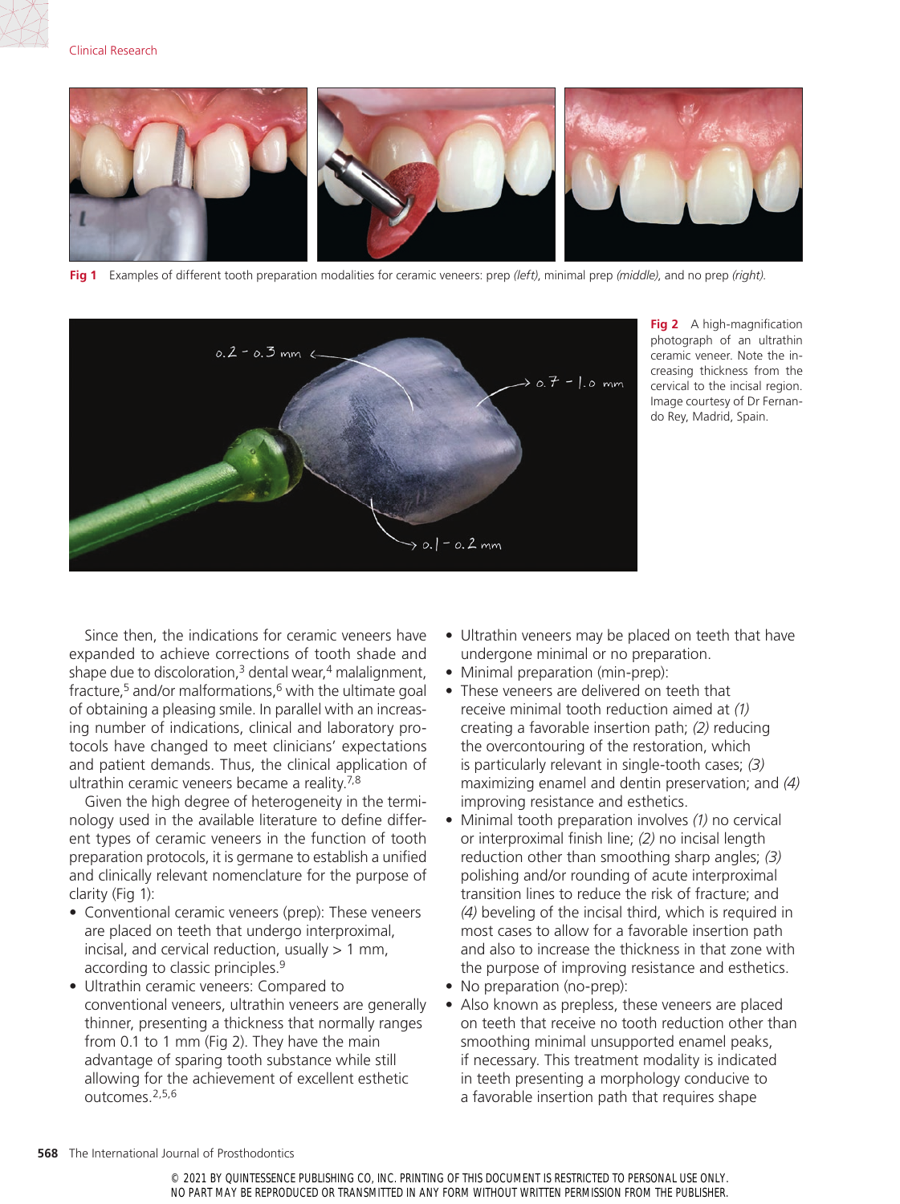Fig 1 Examples of different tooth preparation modalities for ceramic veneers: prep *(left)*, minimal prep *(middle)*, and no prep *(right)*.

Fig 2 A high-magnification photograph of an ultrathin ceramic veneer. Note the increasing thickness from the cervical to the incisal region. Image courtesy of Dr Fernando Rey, Madrid, Spain.

Since then, the indications for ceramic veneers have expanded to achieve corrections of tooth shade and shape due to discoloration,[3] dental wear,[4] malalignment, fracture,[5] and/or malformations,[6] with the ultimate goal of obtaining a pleasing smile. In parallel with an increasing number of indications, clinical and laboratory protocols have changed to meet clinicians' expectations and patient demands. Thus, the clinical application of ultrathin ceramic veneers became a reality.[7,8]

Given the high degree of heterogeneity in the terminology used in the available literature to define different types of ceramic veneers in the function of tooth preparation protocols, it is germane to establish a unified and clinically relevant nomenclature for the purpose of clarity (Fig 1):

- Conventional ceramic veneers (prep): These veneers are placed on teeth that undergo interproximal, incisal, and cervical reduction, usually > 1 mm, according to classic principles.[9]
- Ultrathin ceramic veneers: Compared to conventional veneers, ultrathin veneers are generally thinner, presenting a thickness that normally ranges from 0.1 to 1 mm (Fig 2). They have the main advantage of sparing tooth substance while still allowing for the achievement of excellent esthetic outcomes.[2,5,6]
- Ultrathin veneers may be placed on teeth that have undergone minimal or no preparation.
- Minimal preparation (min-prep):
- These veneers are delivered on teeth that receive minimal tooth reduction aimed at *(1)* creating a favorable insertion path; *(2)* reducing the overcontouring of the restoration, which is particularly relevant in single-tooth cases; *(3)* maximizing enamel and dentin preservation; and *(4)* improving resistance and esthetics.
- Minimal tooth preparation involves *(1)* no cervical or interproximal finish line; *(2)* no incisal length reduction other than smoothing sharp angles; *(3)* polishing and/or rounding of acute interproximal transition lines to reduce the risk of fracture; and *(4)* beveling of the incisal third, which is required in most cases to allow for a favorable insertion path and also to increase the thickness in that zone with the purpose of improving resistance and esthetics.
- No preparation (no-prep):
- Also known as prepless, these veneers are placed on teeth that receive no tooth reduction other than smoothing minimal unsupported enamel peaks, if necessary. This treatment modality is indicated in teeth presenting a morphology conducive to a favorable insertion path that requires shape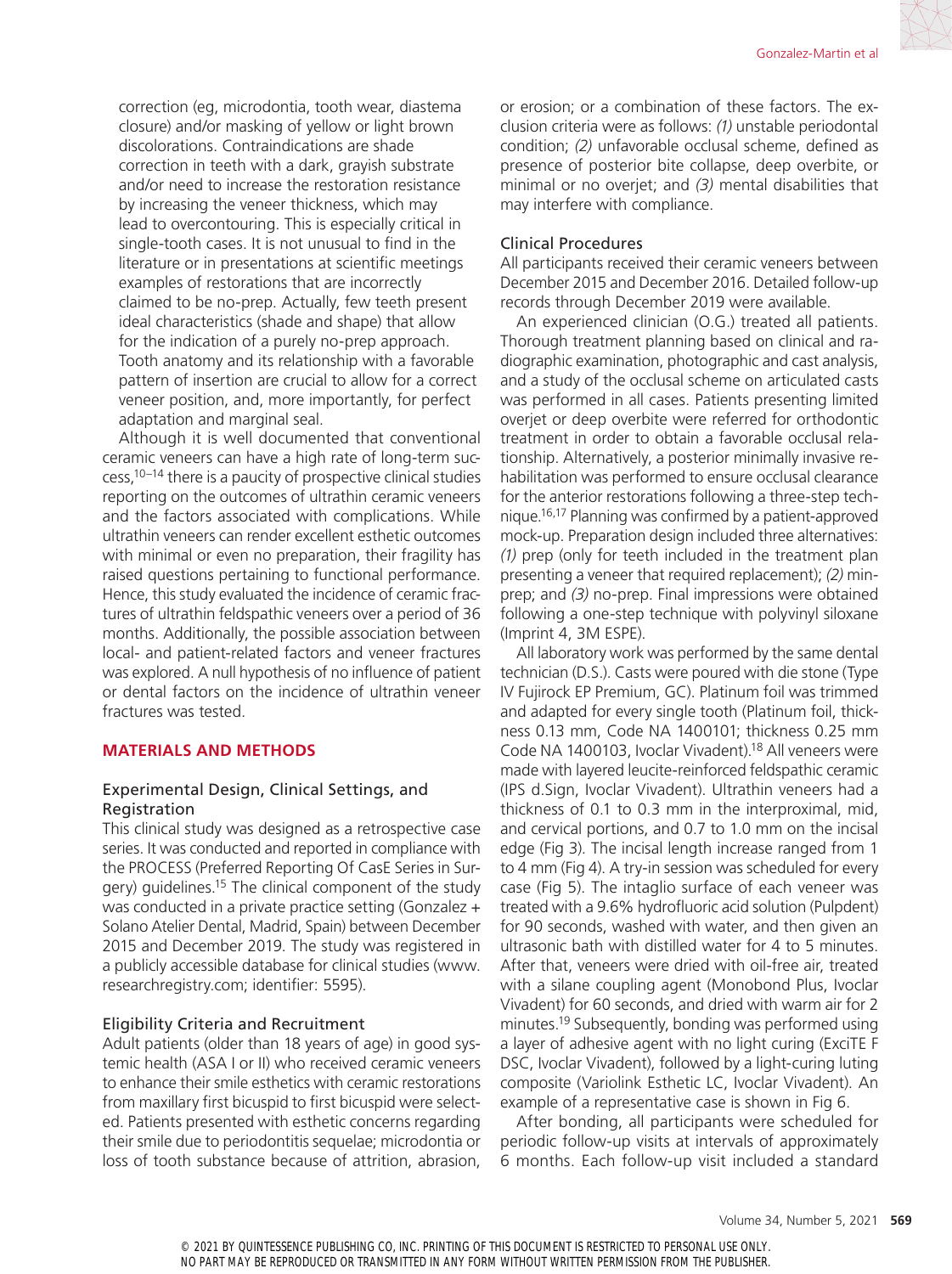correction (eg, microdontia, tooth wear, diastema closure) and/or masking of yellow or light brown discolorations. Contraindications are shade correction in teeth with a dark, grayish substrate and/or need to increase the restoration resistance by increasing the veneer thickness, which may lead to overcontouring. This is especially critical in single-tooth cases. It is not unusual to find in the literature or in presentations at scientific meetings examples of restorations that are incorrectly claimed to be no-prep. Actually, few teeth present ideal characteristics (shade and shape) that allow for the indication of a purely no-prep approach. Tooth anatomy and its relationship with a favorable pattern of insertion are crucial to allow for a correct veneer position, and, more importantly, for perfect adaptation and marginal seal.

Although it is well documented that conventional ceramic veneers can have a high rate of long-term success,[10–14] there is a paucity of prospective clinical studies reporting on the outcomes of ultrathin ceramic veneers and the factors associated with complications. While ultrathin veneers can render excellent esthetic outcomes with minimal or even no preparation, their fragility has raised questions pertaining to functional performance. Hence, this study evaluated the incidence of ceramic fractures of ultrathin feldspathic veneers over a period of 36 months. Additionally, the possible association between local- and patient-related factors and veneer fractures was explored. A null hypothesis of no influence of patient or dental factors on the incidence of ultrathin veneer fractures was tested.

## MATERIALS AND METHODS

### Experimental Design, Clinical Settings, and Registration

This clinical study was designed as a retrospective case series. It was conducted and reported in compliance with the PROCESS (Preferred Reporting Of CasE Series in Surgery) guidelines.[15] The clinical component of the study was conducted in a private practice setting (Gonzalez + Solano Atelier Dental, Madrid, Spain) between December 2015 and December 2019. The study was registered in a publicly accessible database for clinical studies (www.researchregistry.com; identifier: 5595).

### Eligibility Criteria and Recruitment

Adult patients (older than 18 years of age) in good systemic health (ASA I or II) who received ceramic veneers to enhance their smile esthetics with ceramic restorations from maxillary first bicuspid to first bicuspid were selected. Patients presented with esthetic concerns regarding their smile due to periodontitis sequelae; microdontia or loss of tooth substance because of attrition, abrasion, or erosion; or a combination of these factors. The exclusion criteria were as follows: *(1)* unstable periodontal condition; *(2)* unfavorable occlusal scheme, defined as presence of posterior bite collapse, deep overbite, or minimal or no overjet; and *(3)* mental disabilities that may interfere with compliance.

### Clinical Procedures

All participants received their ceramic veneers between December 2015 and December 2016. Detailed follow-up records through December 2019 were available.

An experienced clinician (O.G.) treated all patients. Thorough treatment planning based on clinical and radiographic examination, photographic and cast analysis, and a study of the occlusal scheme on articulated casts was performed in all cases. Patients presenting limited overjet or deep overbite were referred for orthodontic treatment in order to obtain a favorable occlusal relationship. Alternatively, a posterior minimally invasive rehabilitation was performed to ensure occlusal clearance for the anterior restorations following a three-step technique.[16,17] Planning was confirmed by a patient-approved mock-up. Preparation design included three alternatives: *(1)* prep (only for teeth included in the treatment plan presenting a veneer that required replacement); *(2)* min-prep; and *(3)* no-prep. Final impressions were obtained following a one-step technique with polyvinyl siloxane (Imprint 4, 3M ESPE).

All laboratory work was performed by the same dental technician (D.S.). Casts were poured with die stone (Type IV Fujirock EP Premium, GC). Platinum foil was trimmed and adapted for every single tooth (Platinum foil, thickness 0.13 mm, Code NA 1400101; thickness 0.25 mm Code NA 1400103, Ivoclar Vivadent).[18] All veneers were made with layered leucite-reinforced feldspathic ceramic (IPS d.Sign, Ivoclar Vivadent). Ultrathin veneers had a thickness of 0.1 to 0.3 mm in the interproximal, mid, and cervical portions, and 0.7 to 1.0 mm on the incisal edge (Fig 3). The incisal length increase ranged from 1 to 4 mm (Fig 4). A try-in session was scheduled for every case (Fig 5). The intaglio surface of each veneer was treated with a 9.6% hydrofluoric acid solution (Pulpdent) for 90 seconds, washed with water, and then given an ultrasonic bath with distilled water for 4 to 5 minutes. After that, veneers were dried with oil-free air, treated with a silane coupling agent (Monobond Plus, Ivoclar Vivadent) for 60 seconds, and dried with warm air for 2 minutes.[19] Subsequently, bonding was performed using a layer of adhesive agent with no light curing (ExciTE F DSC, Ivoclar Vivadent), followed by a light-curing luting composite (Variolink Esthetic LC, Ivoclar Vivadent). An example of a representative case is shown in Fig 6.

After bonding, all participants were scheduled for periodic follow-up visits at intervals of approximately 6 months. Each follow-up visit included a standard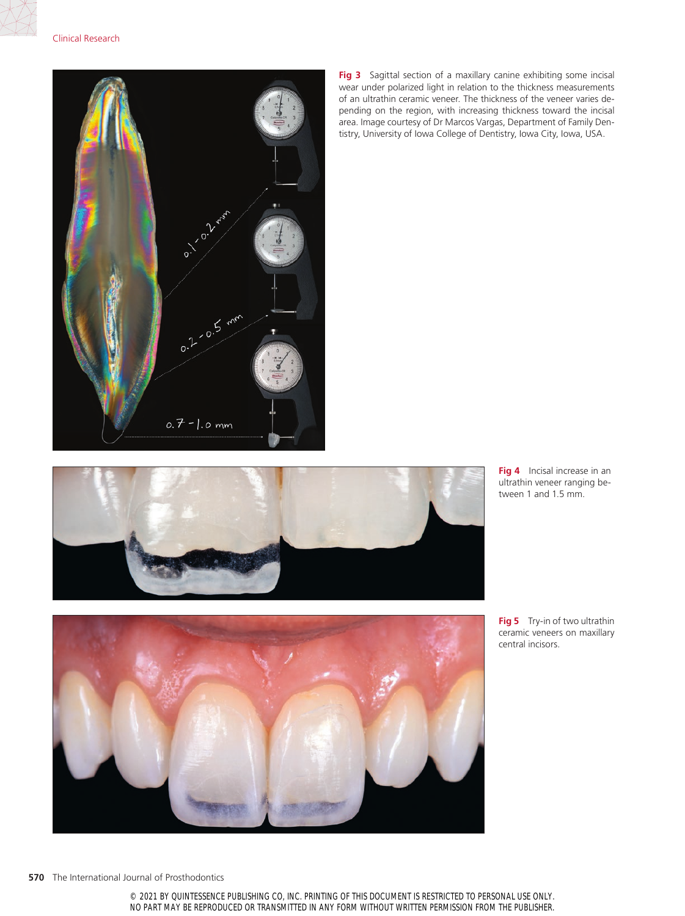**Fig 3** Sagittal section of a maxillary canine exhibiting some incisal wear under polarized light in relation to the thickness measurements of an ultrathin ceramic veneer. The thickness of the veneer varies depending on the region, with increasing thickness toward the incisal area. Image courtesy of Dr Marcos Vargas, Department of Family Dentistry, University of Iowa College of Dentistry, Iowa City, Iowa, USA.

**Fig 4** Incisal increase in an ultrathin veneer ranging between 1 and 1.5 mm.

**Fig 5** Try-in of two ultrathin ceramic veneers on maxillary central incisors.

© 2021 BY QUINTESSENCE PUBLISHING CO, INC. PRINTING OF THIS DOCUMENT IS RESTRICTED TO PERSONAL USE ONLY. NO PART MAY BE REPRODUCED OR TRANSMITTED IN ANY FORM WITHOUT WRITTEN PERMISSION FROM THE PUBLISHER.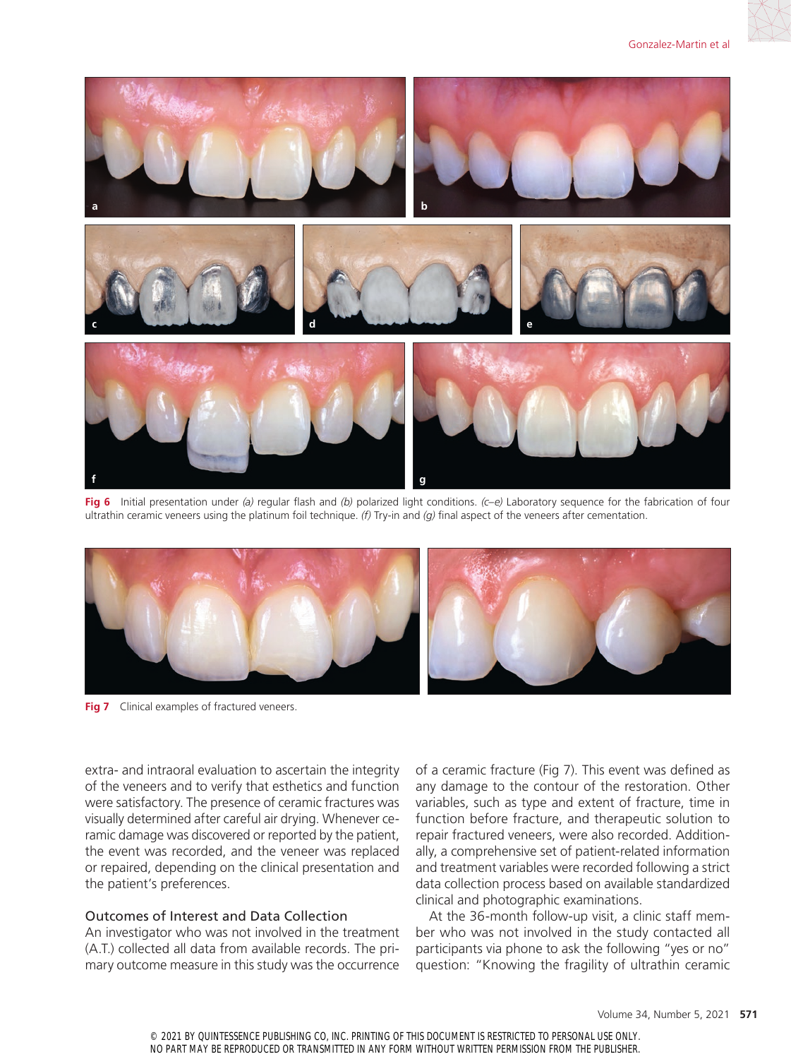**Fig 6** Initial presentation under *(a)* regular flash and *(b)* polarized light conditions. *(c–e)* Laboratory sequence for the fabrication of four ultrathin ceramic veneers using the platinum foil technique. *(f)* Try-in and *(g)* final aspect of the veneers after cementation.

**Fig 7** Clinical examples of fractured veneers.

extra- and intraoral evaluation to ascertain the integrity of the veneers and to verify that esthetics and function were satisfactory. The presence of ceramic fractures was visually determined after careful air drying. Whenever ceramic damage was discovered or reported by the patient, the event was recorded, and the veneer was replaced or repaired, depending on the clinical presentation and the patient's preferences.

### Outcomes of Interest and Data Collection

An investigator who was not involved in the treatment (A.T.) collected all data from available records. The primary outcome measure in this study was the occurrence of a ceramic fracture (Fig 7). This event was defined as any damage to the contour of the restoration. Other variables, such as type and extent of fracture, time in function before fracture, and therapeutic solution to repair fractured veneers, were also recorded. Additionally, a comprehensive set of patient-related information and treatment variables were recorded following a strict data collection process based on available standardized clinical and photographic examinations.

At the 36-month follow-up visit, a clinic staff member who was not involved in the study contacted all participants via phone to ask the following "yes or no" question: "Knowing the fragility of ultrathin ceramic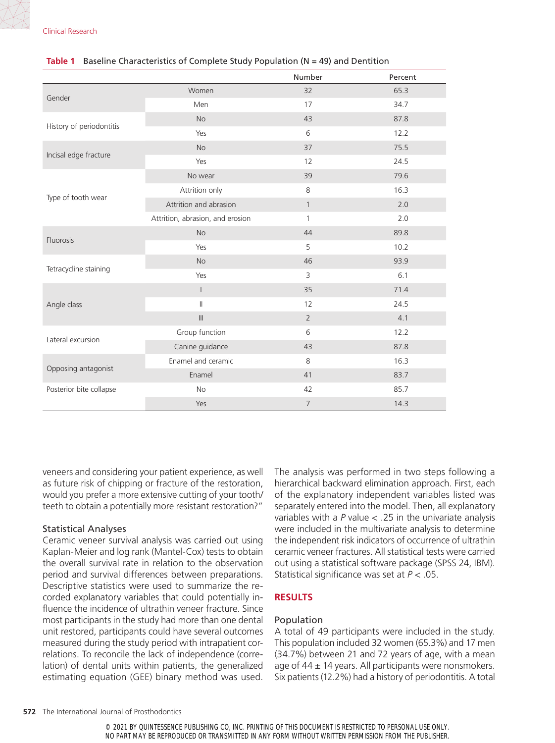**Table 1** Baseline Characteristics of Complete Study Population (N = 49) and Dentition

| | | Number | Percent |
|---|---|---|---|
| Gender | Women | 32 | 65.3 |
| | Men | 17 | 34.7 |
| History of periodontitis | No | 43 | 87.8 |
| | Yes | 6 | 12.2 |
| Incisal edge fracture | No | 37 | 75.5 |
| | Yes | 12 | 24.5 |
| Type of tooth wear | No wear | 39 | 79.6 |
| | Attrition only | 8 | 16.3 |
| | Attrition and abrasion | 1 | 2.0 |
| | Attrition, abrasion, and erosion | 1 | 2.0 |
| Fluorosis | No | 44 | 89.8 |
| | Yes | 5 | 10.2 |
| Tetracycline staining | No | 46 | 93.9 |
| | Yes | 3 | 6.1 |
| Angle class | I | 35 | 71.4 |
| | II | 12 | 24.5 |
| | III | 2 | 4.1 |
| Lateral excursion | Group function | 6 | 12.2 |
| | Canine guidance | 43 | 87.8 |
| Opposing antagonist | Enamel and ceramic | 8 | 16.3 |
| | Enamel | 41 | 83.7 |
| Posterior bite collapse | No | 42 | 85.7 |
| | Yes | 7 | 14.3 |

veneers and considering your patient experience, as well as future risk of chipping or fracture of the restoration, would you prefer a more extensive cutting of your tooth/teeth to obtain a potentially more resistant restoration?"

### Statistical Analyses

Ceramic veneer survival analysis was carried out using Kaplan-Meier and log rank (Mantel-Cox) tests to obtain the overall survival rate in relation to the observation period and survival differences between preparations. Descriptive statistics were used to summarize the recorded explanatory variables that could potentially influence the incidence of ultrathin veneer fracture. Since most participants in the study had more than one dental unit restored, participants could have several outcomes measured during the study period with intrapatient correlations. To reconcile the lack of independence (correlation) of dental units within patients, the generalized estimating equation (GEE) binary method was used. The analysis was performed in two steps following a hierarchical backward elimination approach. First, each of the explanatory independent variables listed was separately entered into the model. Then, all explanatory variables with a $P$ value $< .25$ in the univariate analysis were included in the multivariate analysis to determine the independent risk indicators of occurrence of ultrathin ceramic veneer fractures. All statistical tests were carried out using a statistical software package (SPSS 24, IBM). Statistical significance was set at $P < .05$.

## RESULTS

### Population

A total of 49 participants were included in the study. This population included 32 women (65.3%) and 17 men (34.7%) between 21 and 72 years of age, with a mean age of 44 ± 14 years. All participants were nonsmokers. Six patients (12.2%) had a history of periodontitis. A total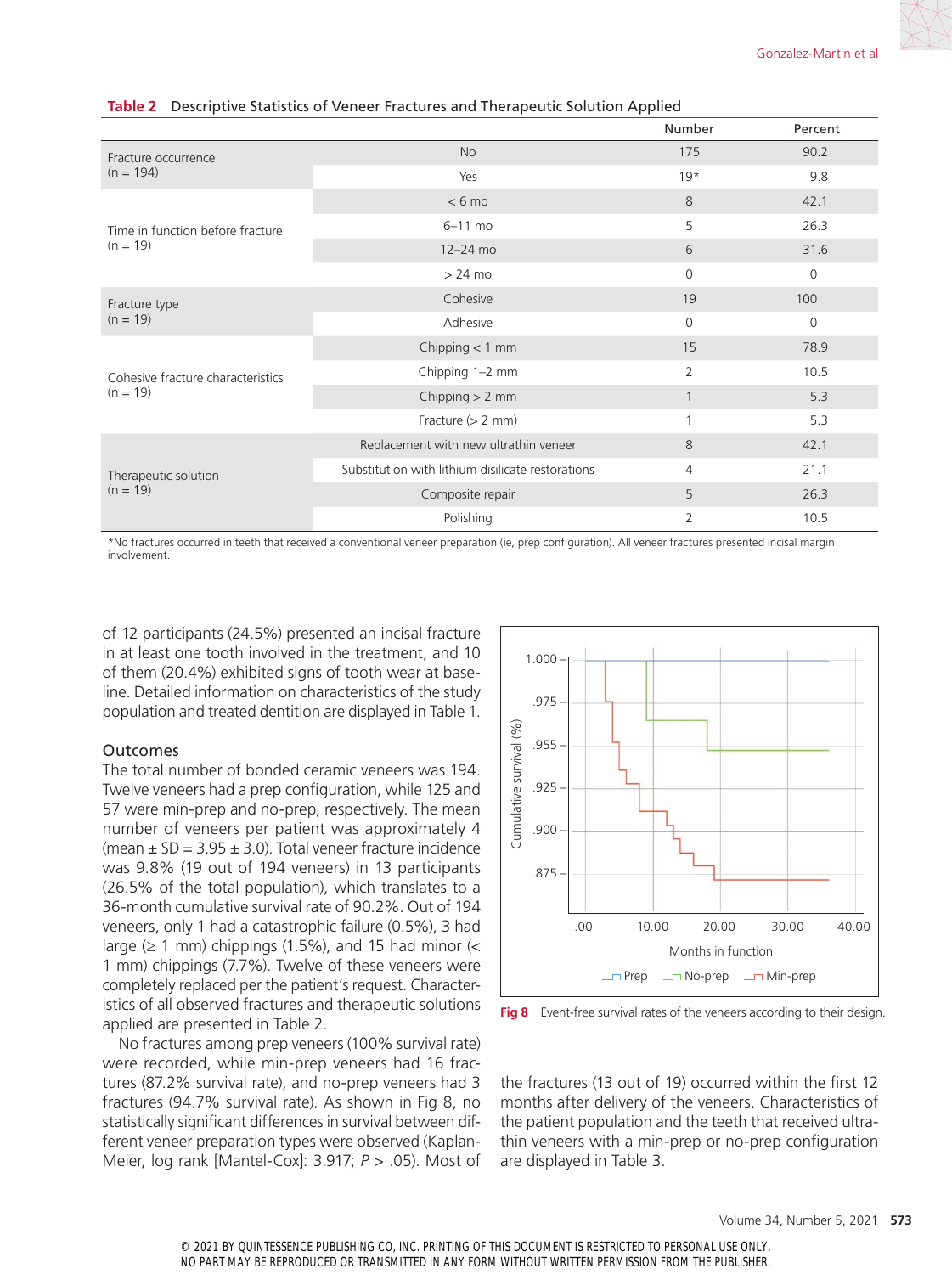**Table 2** Descriptive Statistics of Veneer Fractures and Therapeutic Solution Applied

| | | Number | Percent |
|---|---|---|---|
| Fracture occurrence (n = 194) | No | 175 | 90.2 |
| | Yes | 19* | 9.8 |
| Time in function before fracture (n = 19) | < 6 mo | 8 | 42.1 |
| | 6–11 mo | 5 | 26.3 |
| | 12–24 mo | 6 | 31.6 |
| | > 24 mo | 0 | 0 |
| Fracture type (n = 19) | Cohesive | 19 | 100 |
| | Adhesive | 0 | 0 |
| Cohesive fracture characteristics (n = 19) | Chipping < 1 mm | 15 | 78.9 |
| | Chipping 1–2 mm | 2 | 10.5 |
| | Chipping > 2 mm | 1 | 5.3 |
| | Fracture (> 2 mm) | 1 | 5.3 |
| Therapeutic solution (n = 19) | Replacement with new ultrathin veneer | 8 | 42.1 |
| | Substitution with lithium disilicate restorations | 4 | 21.1 |
| | Composite repair | 5 | 26.3 |
| | Polishing | 2 | 10.5 |

*No fractures occurred in teeth that received a conventional veneer preparation (ie, prep configuration). All veneer fractures presented incisal margin involvement.

of 12 participants (24.5%) presented an incisal fracture in at least one tooth involved in the treatment, and 10 of them (20.4%) exhibited signs of tooth wear at baseline. Detailed information on characteristics of the study population and treated dentition are displayed in Table 1.

## Outcomes

The total number of bonded ceramic veneers was 194. Twelve veneers had a prep configuration, while 125 and 57 were min-prep and no-prep, respectively. The mean number of veneers per patient was approximately 4 (mean ± SD = 3.95 ± 3.0). Total veneer fracture incidence was 9.8% (19 out of 194 veneers) in 13 participants (26.5% of the total population), which translates to a 36-month cumulative survival rate of 90.2%. Out of 194 veneers, only 1 had a catastrophic failure (0.5%), 3 had large (≥ 1 mm) chippings (1.5%), and 15 had minor (< 1 mm) chippings (7.7%). Twelve of these veneers were completely replaced per the patient's request. Characteristics of all observed fractures and therapeutic solutions applied are presented in Table 2.

No fractures among prep veneers (100% survival rate) were recorded, while min-prep veneers had 16 fractures (87.2% survival rate), and no-prep veneers had 3 fractures (94.7% survival rate). As shown in Fig 8, no statistically significant differences in survival between different veneer preparation types were observed (Kaplan-Meier, log rank [Mantel-Cox]: 3.917; *P* > .05). Most of the fractures (13 out of 19) occurred within the first 12 months after delivery of the veneers. Characteristics of the patient population and the teeth that received ultrathin veneers with a min-prep or no-prep configuration are displayed in Table 3.

**Fig 8** Event-free survival rates of the veneers according to their design.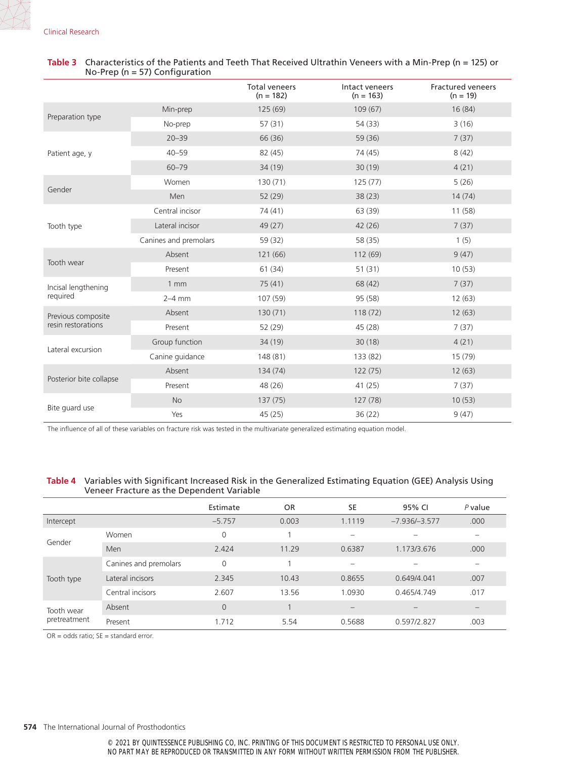**Table 3** Characteristics of the Patients and Teeth That Received Ultrathin Veneers with a Min-Prep (n = 125) or No-Prep (n = 57) Configuration

| | | Total veneers (n = 182) | Intact veneers (n = 163) | Fractured veneers (n = 19) |
|---|---|---|---|---|
| Preparation type | Min-prep | 125 (69) | 109 (67) | 16 (84) |
| | No-prep | 57 (31) | 54 (33) | 3 (16) |
| Patient age, y | 20–39 | 66 (36) | 59 (36) | 7 (37) |
| | 40–59 | 82 (45) | 74 (45) | 8 (42) |
| | 60–79 | 34 (19) | 30 (19) | 4 (21) |
| Gender | Women | 130 (71) | 125 (77) | 5 (26) |
| | Men | 52 (29) | 38 (23) | 14 (74) |
| Tooth type | Central incisor | 74 (41) | 63 (39) | 11 (58) |
| | Lateral incisor | 49 (27) | 42 (26) | 7 (37) |
| | Canines and premolars | 59 (32) | 58 (35) | 1 (5) |
| Tooth wear | Absent | 121 (66) | 112 (69) | 9 (47) |
| | Present | 61 (34) | 51 (31) | 10 (53) |
| Incisal lengthening required | 1 mm | 75 (41) | 68 (42) | 7 (37) |
| | 2–4 mm | 107 (59) | 95 (58) | 12 (63) |
| Previous composite resin restorations | Absent | 130 (71) | 118 (72) | 12 (63) |
| | Present | 52 (29) | 45 (28) | 7 (37) |
| Lateral excursion | Group function | 34 (19) | 30 (18) | 4 (21) |
| | Canine guidance | 148 (81) | 133 (82) | 15 (79) |
| Posterior bite collapse | Absent | 134 (74) | 122 (75) | 12 (63) |
| | Present | 48 (26) | 41 (25) | 7 (37) |
| Bite guard use | No | 137 (75) | 127 (78) | 10 (53) |
| | Yes | 45 (25) | 36 (22) | 9 (47) |

The influence of all of these variables on fracture risk was tested in the multivariate generalized estimating equation model.

**Table 4** Variables with Significant Increased Risk in the Generalized Estimating Equation (GEE) Analysis Using Veneer Fracture as the Dependent Variable

| | | Estimate | OR | SE | 95% CI | *P* value |
|---|---|---|---|---|---|---|
| Intercept | | –5.757 | 0.003 | 1.1119 | –7.936/–3.577 | .000 |
| Gender | Women | 0 | 1 | – | – | – |
| | Men | 2.424 | 11.29 | 0.6387 | 1.173/3.676 | .000 |
| Tooth type | Canines and premolars | 0 | 1 | – | – | – |
| | Lateral incisors | 2.345 | 10.43 | 0.8655 | 0.649/4.041 | .007 |
| | Central incisors | 2.607 | 13.56 | 1.0930 | 0.465/4.749 | .017 |
| Tooth wear pretreatment | Absent | 0 | 1 | – | – | – |
| | Present | 1.712 | 5.54 | 0.5688 | 0.597/2.827 | .003 |

OR = odds ratio; SE = standard error.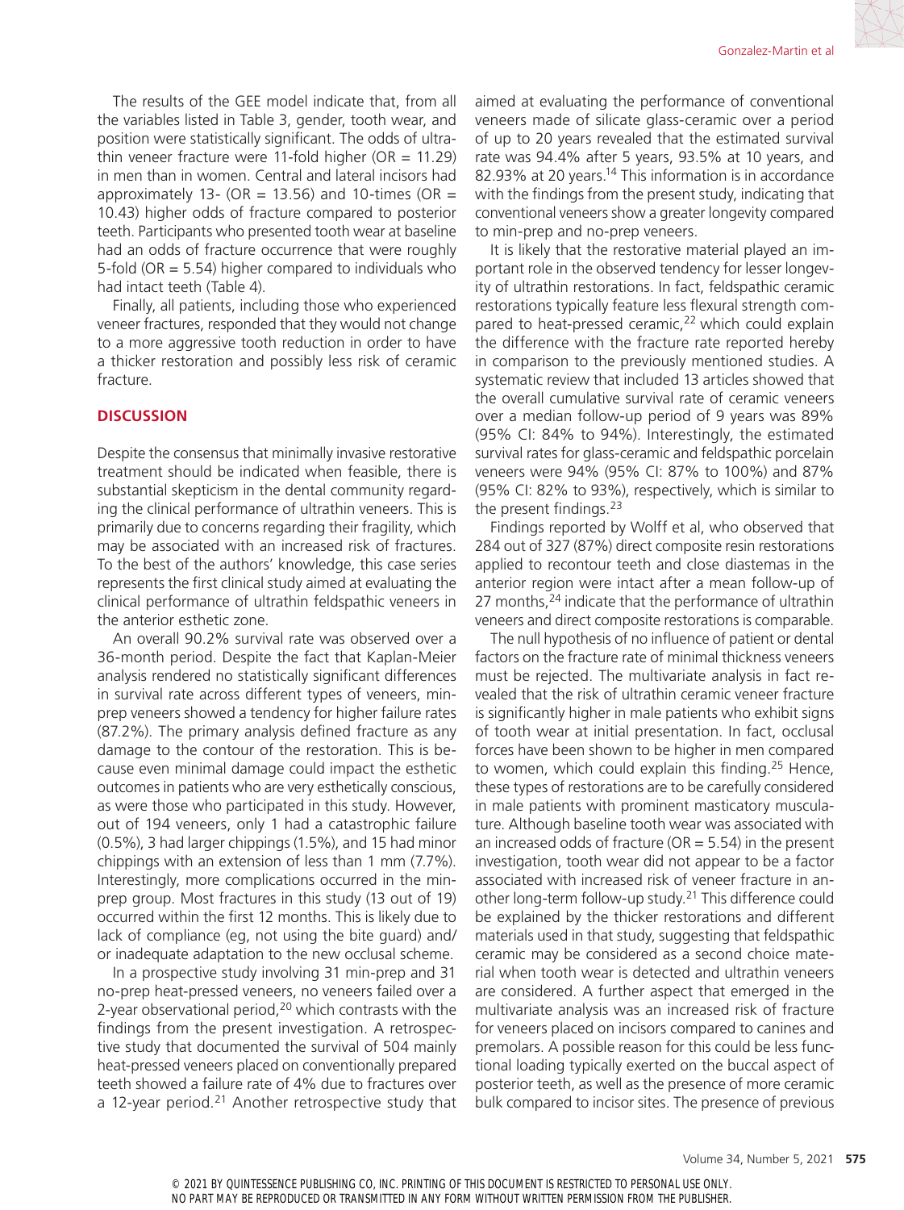The results of the GEE model indicate that, from all the variables listed in Table 3, gender, tooth wear, and position were statistically significant. The odds of ultrathin veneer fracture were 11-fold higher (OR = 11.29) in men than in women. Central and lateral incisors had approximately 13- (OR = 13.56) and 10-times (OR = 10.43) higher odds of fracture compared to posterior teeth. Participants who presented tooth wear at baseline had an odds of fracture occurrence that were roughly 5-fold (OR = 5.54) higher compared to individuals who had intact teeth (Table 4).

Finally, all patients, including those who experienced veneer fractures, responded that they would not change to a more aggressive tooth reduction in order to have a thicker restoration and possibly less risk of ceramic fracture.

## DISCUSSION

Despite the consensus that minimally invasive restorative treatment should be indicated when feasible, there is substantial skepticism in the dental community regarding the clinical performance of ultrathin veneers. This is primarily due to concerns regarding their fragility, which may be associated with an increased risk of fractures. To the best of the authors' knowledge, this case series represents the first clinical study aimed at evaluating the clinical performance of ultrathin feldspathic veneers in the anterior esthetic zone.

An overall 90.2% survival rate was observed over a 36-month period. Despite the fact that Kaplan-Meier analysis rendered no statistically significant differences in survival rate across different types of veneers, min-prep veneers showed a tendency for higher failure rates (87.2%). The primary analysis defined fracture as any damage to the contour of the restoration. This is because even minimal damage could impact the esthetic outcomes in patients who are very esthetically conscious, as were those who participated in this study. However, out of 194 veneers, only 1 had a catastrophic failure (0.5%), 3 had larger chippings (1.5%), and 15 had minor chippings with an extension of less than 1 mm (7.7%). Interestingly, more complications occurred in the min-prep group. Most fractures in this study (13 out of 19) occurred within the first 12 months. This is likely due to lack of compliance (eg, not using the bite guard) and/or inadequate adaptation to the new occlusal scheme.

In a prospective study involving 31 min-prep and 31 no-prep heat-pressed veneers, no veneers failed over a 2-year observational period,[20] which contrasts with the findings from the present investigation. A retrospective study that documented the survival of 504 mainly heat-pressed veneers placed on conventionally prepared teeth showed a failure rate of 4% due to fractures over a 12-year period.[21] Another retrospective study that aimed at evaluating the performance of conventional veneers made of silicate glass-ceramic over a period of up to 20 years revealed that the estimated survival rate was 94.4% after 5 years, 93.5% at 10 years, and 82.93% at 20 years.[14] This information is in accordance with the findings from the present study, indicating that conventional veneers show a greater longevity compared to min-prep and no-prep veneers.

It is likely that the restorative material played an important role in the observed tendency for lesser longevity of ultrathin restorations. In fact, feldspathic ceramic restorations typically feature less flexural strength compared to heat-pressed ceramic,[22] which could explain the difference with the fracture rate reported hereby in comparison to the previously mentioned studies. A systematic review that included 13 articles showed that the overall cumulative survival rate of ceramic veneers over a median follow-up period of 9 years was 89% (95% CI: 84% to 94%). Interestingly, the estimated survival rates for glass-ceramic and feldspathic porcelain veneers were 94% (95% CI: 87% to 100%) and 87% (95% CI: 82% to 93%), respectively, which is similar to the present findings.[23]

Findings reported by Wolff et al, who observed that 284 out of 327 (87%) direct composite resin restorations applied to recontour teeth and close diastemas in the anterior region were intact after a mean follow-up of 27 months,[24] indicate that the performance of ultrathin veneers and direct composite restorations is comparable.

The null hypothesis of no influence of patient or dental factors on the fracture rate of minimal thickness veneers must be rejected. The multivariate analysis in fact revealed that the risk of ultrathin ceramic veneer fracture is significantly higher in male patients who exhibit signs of tooth wear at initial presentation. In fact, occlusal forces have been shown to be higher in men compared to women, which could explain this finding.[25] Hence, these types of restorations are to be carefully considered in male patients with prominent masticatory musculature. Although baseline tooth wear was associated with an increased odds of fracture (OR = 5.54) in the present investigation, tooth wear did not appear to be a factor associated with increased risk of veneer fracture in another long-term follow-up study.[21] This difference could be explained by the thicker restorations and different materials used in that study, suggesting that feldspathic ceramic may be considered as a second choice material when tooth wear is detected and ultrathin veneers are considered. A further aspect that emerged in the multivariate analysis was an increased risk of fracture for veneers placed on incisors compared to canines and premolars. A possible reason for this could be less functional loading typically exerted on the buccal aspect of posterior teeth, as well as the presence of more ceramic bulk compared to incisor sites. The presence of previous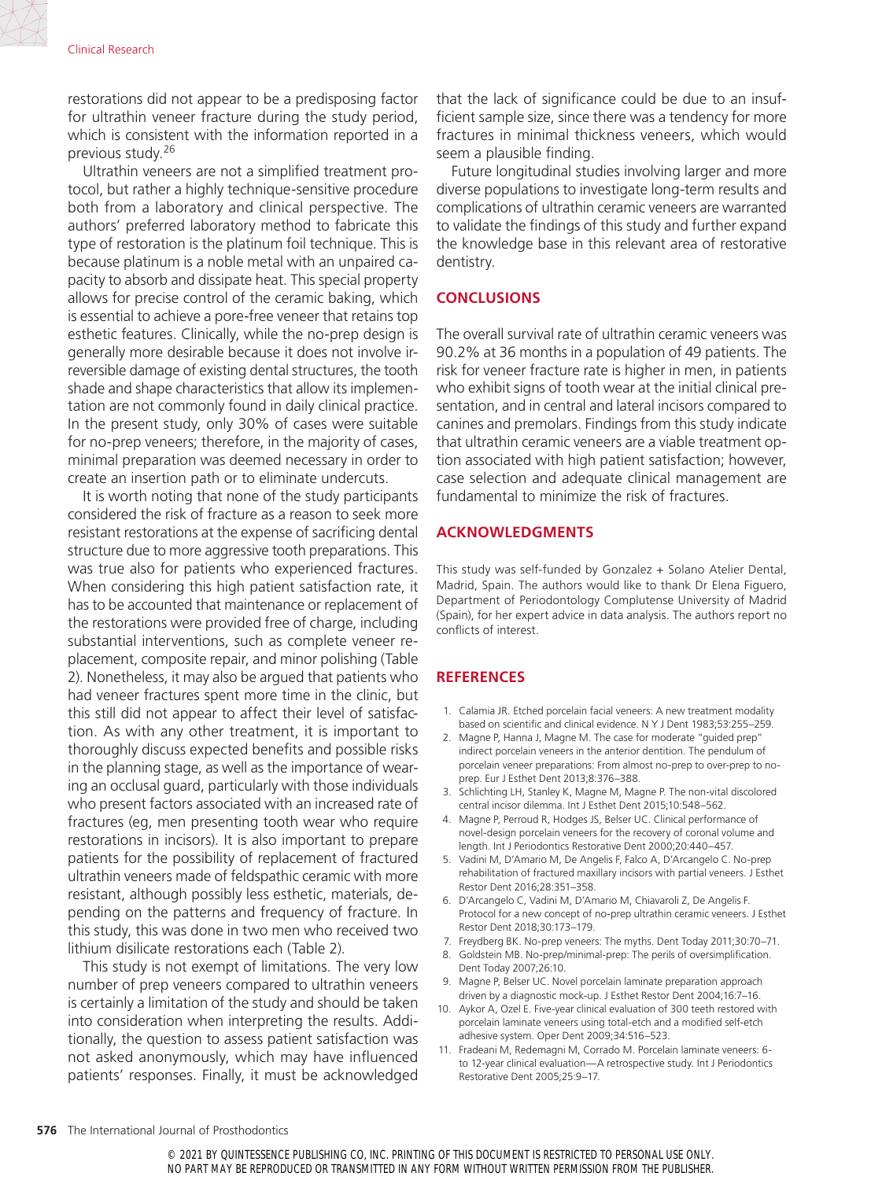restorations did not appear to be a predisposing factor for ultrathin veneer fracture during the study period, which is consistent with the information reported in a previous study.[26]

Ultrathin veneers are not a simplified treatment protocol, but rather a highly technique-sensitive procedure both from a laboratory and clinical perspective. The authors' preferred laboratory method to fabricate this type of restoration is the platinum foil technique. This is because platinum is a noble metal with an unpaired capacity to absorb and dissipate heat. This special property allows for precise control of the ceramic baking, which is essential to achieve a pore-free veneer that retains top esthetic features. Clinically, while the no-prep design is generally more desirable because it does not involve irreversible damage of existing dental structures, the tooth shade and shape characteristics that allow its implementation are not commonly found in daily clinical practice. In the present study, only 30% of cases were suitable for no-prep veneers; therefore, in the majority of cases, minimal preparation was deemed necessary in order to create an insertion path or to eliminate undercuts.

It is worth noting that none of the study participants considered the risk of fracture as a reason to seek more resistant restorations at the expense of sacrificing dental structure due to more aggressive tooth preparations. This was true also for patients who experienced fractures. When considering this high patient satisfaction rate, it has to be accounted that maintenance or replacement of the restorations were provided free of charge, including substantial interventions, such as complete veneer replacement, composite repair, and minor polishing (Table 2). Nonetheless, it may also be argued that patients who had veneer fractures spent more time in the clinic, but this still did not appear to affect their level of satisfaction. As with any other treatment, it is important to thoroughly discuss expected benefits and possible risks in the planning stage, as well as the importance of wearing an occlusal guard, particularly with those individuals who present factors associated with an increased rate of fractures (eg, men presenting tooth wear who require restorations in incisors). It is also important to prepare patients for the possibility of replacement of fractured ultrathin veneers made of feldspathic ceramic with more resistant, although possibly less esthetic, materials, depending on the patterns and frequency of fracture. In this study, this was done in two men who received two lithium disilicate restorations each (Table 2).

This study is not exempt of limitations. The very low number of prep veneers compared to ultrathin veneers is certainly a limitation of the study and should be taken into consideration when interpreting the results. Additionally, the question to assess patient satisfaction was not asked anonymously, which may have influenced patients' responses. Finally, it must be acknowledged that the lack of significance could be due to an insufficient sample size, since there was a tendency for more fractures in minimal thickness veneers, which would seem a plausible finding.

Future longitudinal studies involving larger and more diverse populations to investigate long-term results and complications of ultrathin ceramic veneers are warranted to validate the findings of this study and further expand the knowledge base in this relevant area of restorative dentistry.

## CONCLUSIONS

The overall survival rate of ultrathin ceramic veneers was 90.2% at 36 months in a population of 49 patients. The risk for veneer fracture rate is higher in men, in patients who exhibit signs of tooth wear at the initial clinical presentation, and in central and lateral incisors compared to canines and premolars. Findings from this study indicate that ultrathin ceramic veneers are a viable treatment option associated with high patient satisfaction; however, case selection and adequate clinical management are fundamental to minimize the risk of fractures.

## ACKNOWLEDGMENTS

This study was self-funded by Gonzalez + Solano Atelier Dental, Madrid, Spain. The authors would like to thank Dr Elena Figuero, Department of Periodontology Complutense University of Madrid (Spain), for her expert advice in data analysis. The authors report no conflicts of interest.

## REFERENCES

1. Calamia JR. Etched porcelain facial veneers: A new treatment modality based on scientific and clinical evidence. N Y J Dent 1983;53:255–259.
2. Magne P, Hanna J, Magne M. The case for moderate "guided prep" indirect porcelain veneers in the anterior dentition. The pendulum of porcelain veneer preparations: From almost no-prep to over-prep to no-prep. Eur J Esthet Dent 2013;8:376–388.
3. Schlichting LH, Stanley K, Magne M, Magne P. The non-vital discolored central incisor dilemma. Int J Esthet Dent 2015;10:548–562.
4. Magne P, Perroud R, Hodges JS, Belser UC. Clinical performance of novel-design porcelain veneers for the recovery of coronal volume and length. Int J Periodontics Restorative Dent 2000;20:440–457.
5. Vadini M, D'Amario M, De Angelis F, Falco A, D'Arcangelo C. No-prep rehabilitation of fractured maxillary incisors with partial veneers. J Esthet Restor Dent 2016;28:351–358.
6. D'Arcangelo C, Vadini M, D'Amario M, Chiavaroli Z, De Angelis F. Protocol for a new concept of no-prep ultrathin ceramic veneers. J Esthet Restor Dent 2018;30:173–179.
7. Freydberg BK. No-prep veneers: The myths. Dent Today 2011;30:70–71.
8. Goldstein MB. No-prep/minimal-prep: The perils of oversimplification. Dent Today 2007;26:10.
9. Magne P, Belser UC. Novel porcelain laminate preparation approach driven by a diagnostic mock-up. J Esthet Restor Dent 2004;16:7–16.
10. Aykor A, Ozel E. Five-year clinical evaluation of 300 teeth restored with porcelain laminate veneers using total-etch and a modified self-etch adhesive system. Oper Dent 2009;34:516–523.
11. Fradeani M, Redemagni M, Corrado M. Porcelain laminate veneers: 6- to 12-year clinical evaluation—A retrospective study. Int J Periodontics Restorative Dent 2005;25:9–17.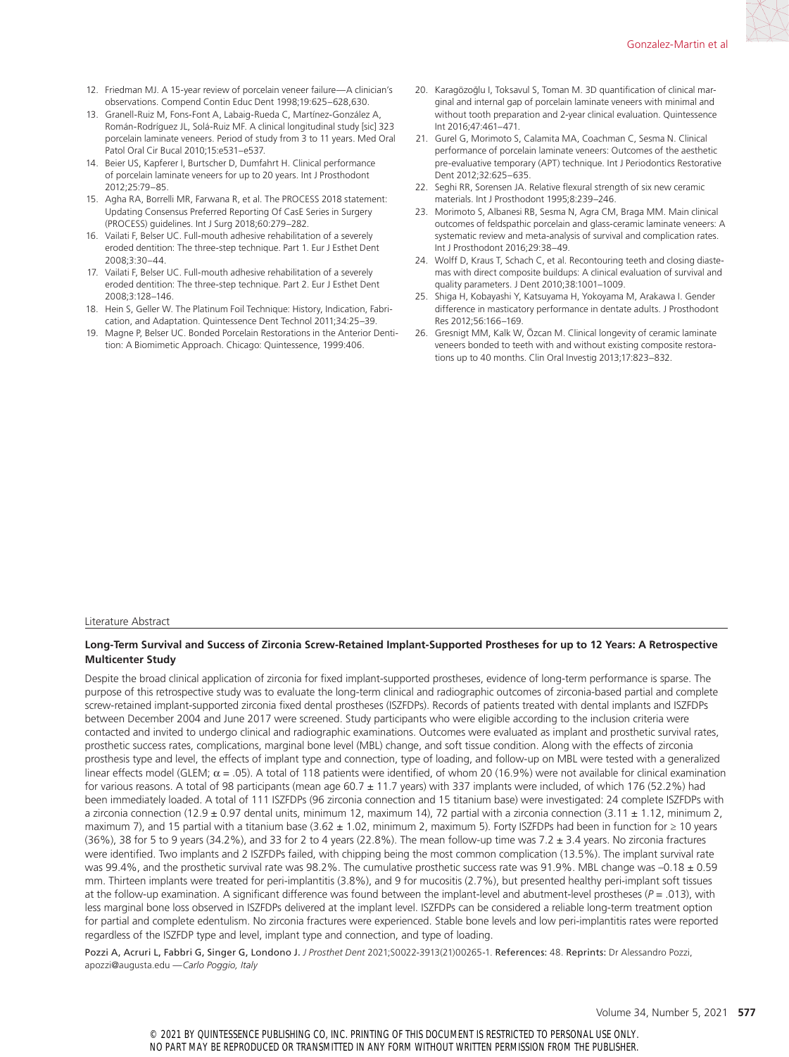12. Friedman MJ. A 15-year review of porcelain veneer failure—A clinician's observations. Compend Contin Educ Dent 1998;19:625–628,630.
13. Granell-Ruiz M, Fons-Font A, Labaig-Rueda C, Martínez-González A, Román-Rodríguez JL, Solá-Ruiz MF. A clinical longitudinal study [sic] 323 porcelain laminate veneers. Period of study from 3 to 11 years. Med Oral Patol Oral Cir Bucal 2010;15:e531–e537.
14. Beier US, Kapferer I, Burtscher D, Dumfahrt H. Clinical performance of porcelain laminate veneers for up to 20 years. Int J Prosthodont 2012;25:79–85.
15. Agha RA, Borrelli MR, Farwana R, et al. The PROCESS 2018 statement: Updating Consensus Preferred Reporting Of CasE Series in Surgery (PROCESS) guidelines. Int J Surg 2018;60:279–282.
16. Vailati F, Belser UC. Full-mouth adhesive rehabilitation of a severely eroded dentition: The three-step technique. Part 1. Eur J Esthet Dent 2008;3:30–44.
17. Vailati F, Belser UC. Full-mouth adhesive rehabilitation of a severely eroded dentition: The three-step technique. Part 2. Eur J Esthet Dent 2008;3:128–146.
18. Hein S, Geller W. The Platinum Foil Technique: History, Indication, Fabrication, and Adaptation. Quintessence Dent Technol 2011;34:25–39.
19. Magne P, Belser UC. Bonded Porcelain Restorations in the Anterior Dentition: A Biomimetic Approach. Chicago: Quintessence, 1999:406.
20. Karagözoğlu I, Toksavul S, Toman M. 3D quantification of clinical marginal and internal gap of porcelain laminate veneers with minimal and without tooth preparation and 2-year clinical evaluation. Quintessence Int 2016;47:461–471.
21. Gurel G, Morimoto S, Calamita MA, Coachman C, Sesma N. Clinical performance of porcelain laminate veneers: Outcomes of the aesthetic pre-evaluative temporary (APT) technique. Int J Periodontics Restorative Dent 2012;32:625–635.
22. Seghi RR, Sorensen JA. Relative flexural strength of six new ceramic materials. Int J Prosthodont 1995;8:239–246.
23. Morimoto S, Albanesi RB, Sesma N, Agra CM, Braga MM. Main clinical outcomes of feldspathic porcelain and glass-ceramic laminate veneers: A systematic review and meta-analysis of survival and complication rates. Int J Prosthodont 2016;29:38–49.
24. Wolff D, Kraus T, Schach C, et al. Recontouring teeth and closing diastemas with direct composite buildups: A clinical evaluation of survival and quality parameters. J Dent 2010;38:1001–1009.
25. Shiga H, Kobayashi Y, Katsuyama H, Yokoyama M, Arakawa I. Gender difference in masticatory performance in dentate adults. J Prosthodont Res 2012;56:166–169.
26. Gresnigt MM, Kalk W, Özcan M. Clinical longevity of ceramic laminate veneers bonded to teeth with and without existing composite restorations up to 40 months. Clin Oral Investig 2013;17:823–832.

Literature Abstract

**Long-Term Survival and Success of Zirconia Screw-Retained Implant-Supported Prostheses for up to 12 Years: A Retrospective Multicenter Study**

Despite the broad clinical application of zirconia for fixed implant-supported prostheses, evidence of long-term performance is sparse. The purpose of this retrospective study was to evaluate the long-term clinical and radiographic outcomes of zirconia-based partial and complete screw-retained implant-supported zirconia fixed dental prostheses (ISZFDPs). Records of patients treated with dental implants and ISZFDPs between December 2004 and June 2017 were screened. Study participants who were eligible according to the inclusion criteria were contacted and invited to undergo clinical and radiographic examinations. Outcomes were evaluated as implant and prosthetic survival rates, prosthetic success rates, complications, marginal bone level (MBL) change, and soft tissue condition. Along with the effects of zirconia prosthesis type and level, the effects of implant type and connection, type of loading, and follow-up on MBL were tested with a generalized linear effects model (GLEM; $\alpha = .05$). A total of 118 patients were identified, of whom 20 (16.9%) were not available for clinical examination for various reasons. A total of 98 participants (mean age 60.7 ± 11.7 years) with 337 implants were included, of which 176 (52.2%) had been immediately loaded. A total of 111 ISZFDPs (96 zirconia connection and 15 titanium base) were investigated: 24 complete ISZFDPs with a zirconia connection (12.9 ± 0.97 dental units, minimum 12, maximum 14), 72 partial with a zirconia connection (3.11 ± 1.12, minimum 2, maximum 7), and 15 partial with a titanium base (3.62 ± 1.02, minimum 2, maximum 5). Forty ISZFDPs had been in function for ≥ 10 years (36%), 38 for 5 to 9 years (34.2%), and 33 for 2 to 4 years (22.8%). The mean follow-up time was 7.2 ± 3.4 years. No zirconia fractures were identified. Two implants and 2 ISZFDPs failed, with chipping being the most common complication (13.5%). The implant survival rate was 99.4%, and the prosthetic survival rate was 98.2%. The cumulative prosthetic success rate was 91.9%. MBL change was –0.18 ± 0.59 mm. Thirteen implants were treated for peri-implantitis (3.8%), and 9 for mucositis (2.7%), but presented healthy peri-implant soft tissues at the follow-up examination. A significant difference was found between the implant-level and abutment-level prostheses ($P = .013$), with less marginal bone loss observed in ISZFDPs delivered at the implant level. ISZFDPs can be considered a reliable long-term treatment option for partial and complete edentulism. No zirconia fractures were experienced. Stable bone levels and low peri-implantitis rates were reported regardless of the ISZFDP type and level, implant type and connection, and type of loading.

Pozzi A, Acruri L, Fabbri G, Singer G, Londono J. *J Prosthet Dent* 2021;S0022-3913(21)00265-1. References: 48. Reprints: Dr Alessandro Pozzi, apozzi@augusta.edu —*Carlo Poggio, Italy*

© 2021 BY QUINTESSENCE PUBLISHING CO, INC. PRINTING OF THIS DOCUMENT IS RESTRICTED TO PERSONAL USE ONLY. NO PART MAY BE REPRODUCED OR TRANSMITTED IN ANY FORM WITHOUT WRITTEN PERMISSION FROM THE PUBLISHER.